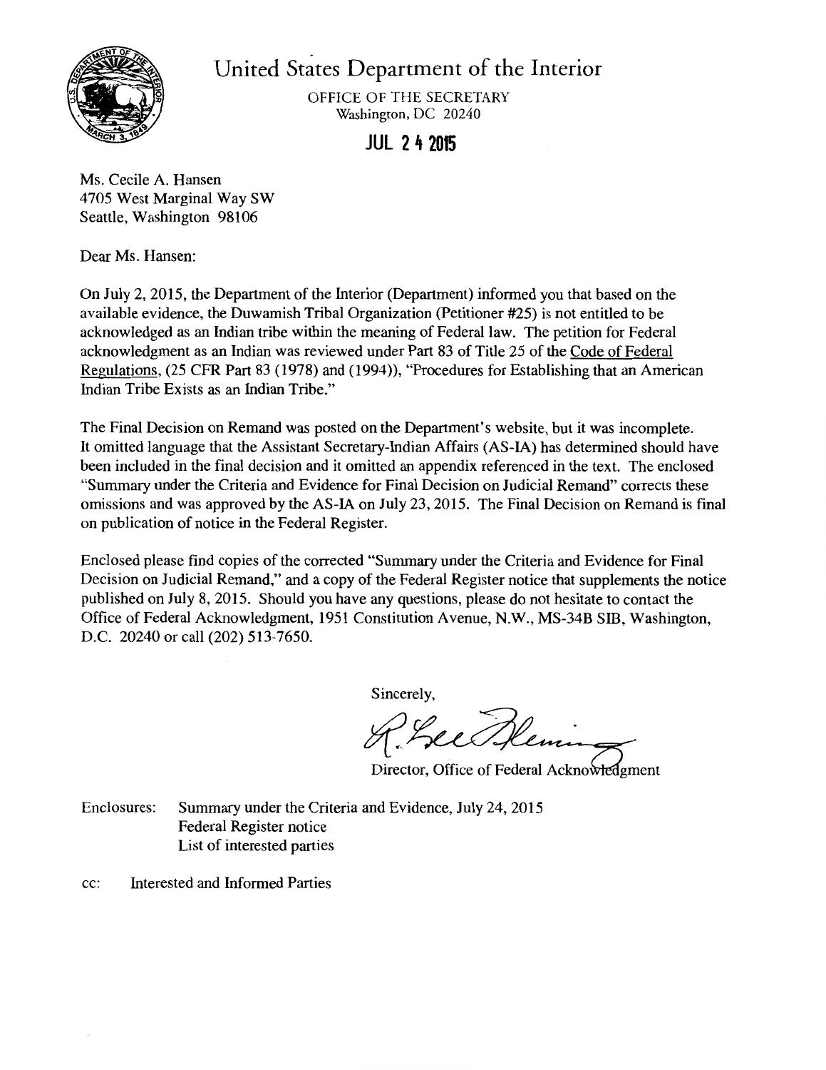# United States Department of the Interior

OFFICE OF THE SECRETARY
Washington, DC 20240

**JUL 24 2015**

Ms. Cecile A. Hansen
4705 West Marginal Way SW
Seattle, Washington 98106

Dear Ms. Hansen:

On July 2, 2015, the Department of the Interior (Department) informed you that based on the available evidence, the Duwamish Tribal Organization (Petitioner #25) is not entitled to be acknowledged as an Indian tribe within the meaning of Federal law. The petition for Federal acknowledgment as an Indian was reviewed under Part 83 of Title 25 of the Code of Federal Regulations, (25 CFR Part 83 (1978) and (1994)), "Procedures for Establishing that an American Indian Tribe Exists as an Indian Tribe."

The Final Decision on Remand was posted on the Department's website, but it was incomplete. It omitted language that the Assistant Secretary-Indian Affairs (AS-IA) has determined should have been included in the final decision and it omitted an appendix referenced in the text. The enclosed "Summary under the Criteria and Evidence for Final Decision on Judicial Remand" corrects these omissions and was approved by the AS-IA on July 23, 2015. The Final Decision on Remand is final on publication of notice in the Federal Register.

Enclosed please find copies of the corrected "Summary under the Criteria and Evidence for Final Decision on Judicial Remand," and a copy of the Federal Register notice that supplements the notice published on July 8, 2015. Should you have any questions, please do not hesitate to contact the Office of Federal Acknowledgment, 1951 Constitution Avenue, N.W., MS-34B SIB, Washington, D.C. 20240 or call (202) 513-7650.

Sincerely,

R. Lee Fleming

Director, Office of Federal Acknowledgment

Enclosures: Summary under the Criteria and Evidence, July 24, 2015
Federal Register notice
List of interested parties

cc: Interested and Informed Parties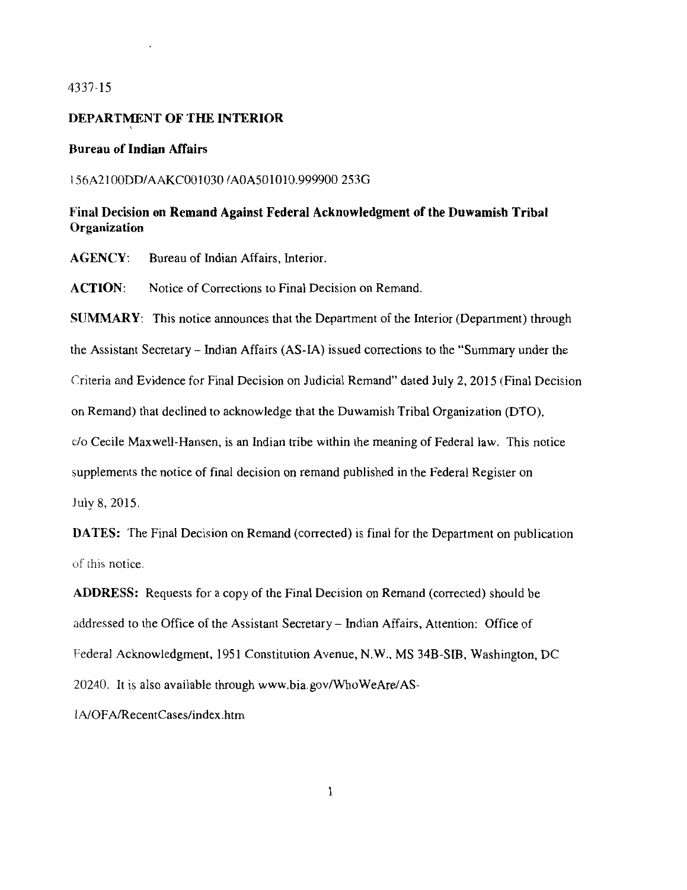4337-15

**DEPARTMENT OF THE INTERIOR**

**Bureau of Indian Affairs**

156A2100DD/AAKC001030 /A0A501010.999900 253G

**Final Decision on Remand Against Federal Acknowledgment of the Duwamish Tribal Organization**

**AGENCY**: Bureau of Indian Affairs, Interior.

**ACTION**: Notice of Corrections to Final Decision on Remand.

**SUMMARY**: This notice announces that the Department of the Interior (Department) through the Assistant Secretary – Indian Affairs (AS-IA) issued corrections to the "Summary under the Criteria and Evidence for Final Decision on Judicial Remand" dated July 2, 2015 (Final Decision on Remand) that declined to acknowledge that the Duwamish Tribal Organization (DTO), c/o Cecile Maxwell-Hansen, is an Indian tribe within the meaning of Federal law. This notice supplements the notice of final decision on remand published in the Federal Register on July 8, 2015.

**DATES:** The Final Decision on Remand (corrected) is final for the Department on publication of this notice.

**ADDRESS:** Requests for a copy of the Final Decision on Remand (corrected) should be addressed to the Office of the Assistant Secretary – Indian Affairs, Attention: Office of Federal Acknowledgment, 1951 Constitution Avenue, N.W., MS 34B-SIB, Washington, DC 20240. It is also available through www.bia.gov/WhoWeAre/AS-IA/OFA/RecentCases/index.htm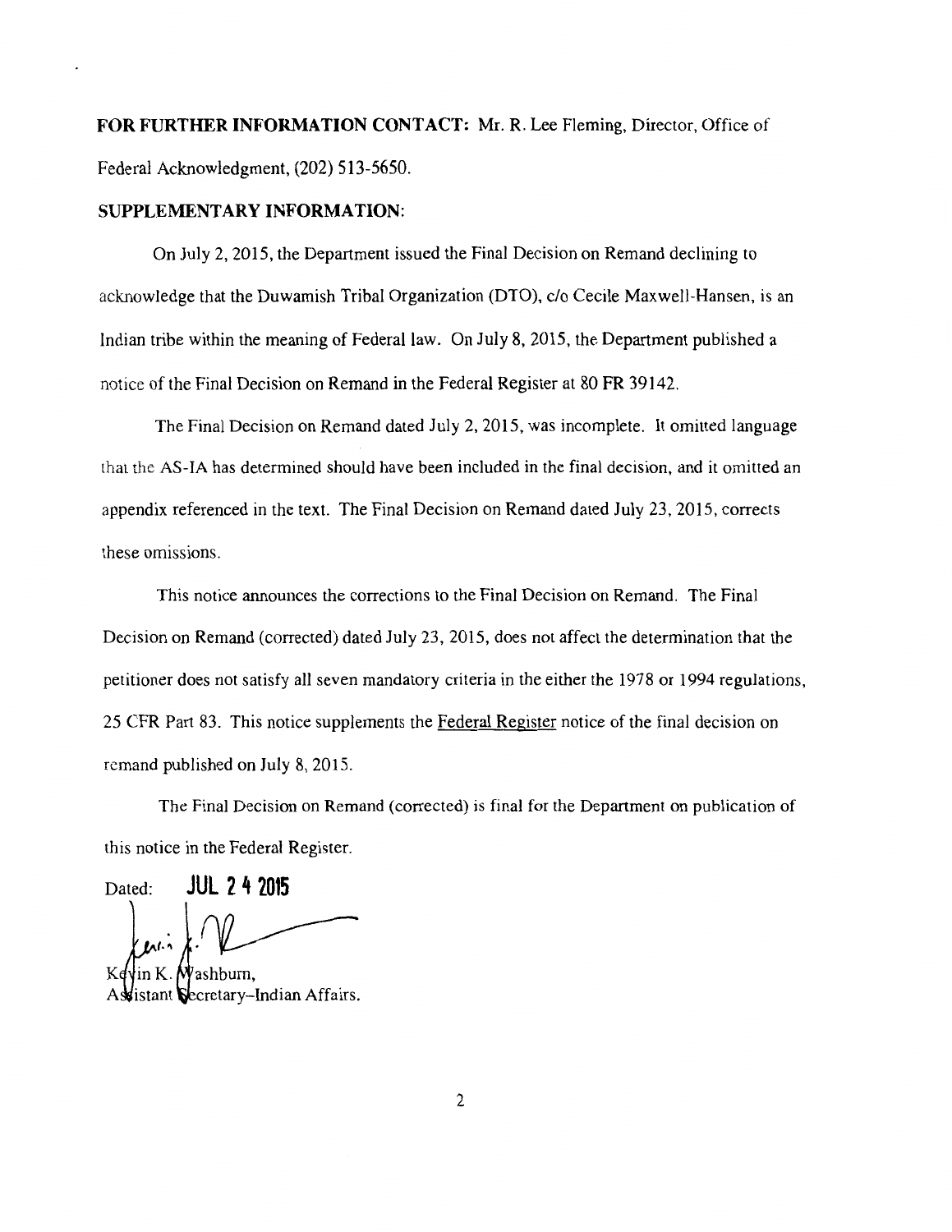**FOR FURTHER INFORMATION CONTACT:** Mr. R. Lee Fleming, Director, Office of Federal Acknowledgment, (202) 513-5650.

**SUPPLEMENTARY INFORMATION:**

On July 2, 2015, the Department issued the Final Decision on Remand declining to acknowledge that the Duwamish Tribal Organization (DTO), c/o Cecile Maxwell-Hansen, is an Indian tribe within the meaning of Federal law. On July 8, 2015, the Department published a notice of the Final Decision on Remand in the Federal Register at 80 FR 39142.

The Final Decision on Remand dated July 2, 2015, was incomplete. It omitted language that the AS-IA has determined should have been included in the final decision, and it omitted an appendix referenced in the text. The Final Decision on Remand dated July 23, 2015, corrects these omissions.

This notice announces the corrections to the Final Decision on Remand. The Final Decision on Remand (corrected) dated July 23, 2015, does not affect the determination that the petitioner does not satisfy all seven mandatory criteria in the either the 1978 or 1994 regulations, 25 CFR Part 83. This notice supplements the Federal Register notice of the final decision on remand published on July 8, 2015.

The Final Decision on Remand (corrected) is final for the Department on publication of this notice in the Federal Register.

Dated: **JUL 24 2015**

Kevin K. Washburn,
Assistant Secretary–Indian Affairs.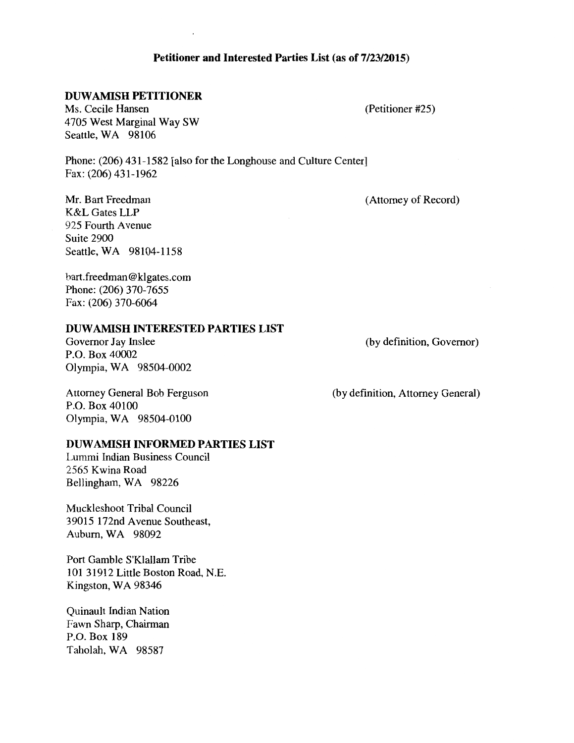**Petitioner and Interested Parties List (as of 7/23/2015)**

**DUWAMISH PETITIONER**

Ms. Cecile Hansen (Petitioner #25)
4705 West Marginal Way SW
Seattle, WA 98106

Phone: (206) 431-1582 [also for the Longhouse and Culture Center]
Fax: (206) 431-1962

Mr. Bart Freedman (Attorney of Record)
K&L Gates LLP
925 Fourth Avenue
Suite 2900
Seattle, WA 98104-1158

bart.freedman@klgates.com
Phone: (206) 370-7655
Fax: (206) 370-6064

**DUWAMISH INTERESTED PARTIES LIST**

Governor Jay Inslee (by definition, Governor)
P.O. Box 40002
Olympia, WA 98504-0002

Attorney General Bob Ferguson (by definition, Attorney General)
P.O. Box 40100
Olympia, WA 98504-0100

**DUWAMISH INFORMED PARTIES LIST**

Lummi Indian Business Council
2565 Kwina Road
Bellingham, WA 98226

Muckleshoot Tribal Council
39015 172nd Avenue Southeast,
Auburn, WA 98092

Port Gamble S'Klallam Tribe
101 31912 Little Boston Road, N.E.
Kingston, WA 98346

Quinault Indian Nation
Fawn Sharp, Chairman
P.O. Box 189
Taholah, WA 98587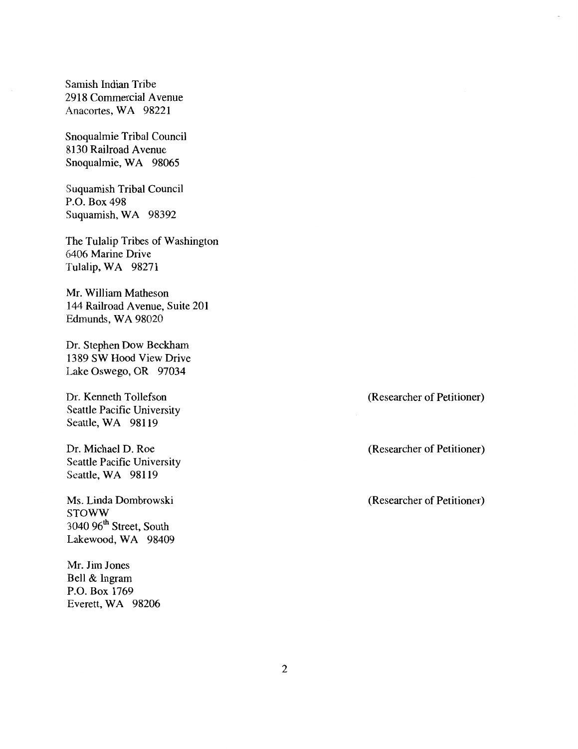Samish Indian Tribe
2918 Commercial Avenue
Anacortes, WA 98221

Snoqualmie Tribal Council
8130 Railroad Avenue
Snoqualmie, WA 98065

Suquamish Tribal Council
P.O. Box 498
Suquamish, WA 98392

The Tulalip Tribes of Washington
6406 Marine Drive
Tulalip, WA 98271

Mr. William Matheson
144 Railroad Avenue, Suite 201
Edmunds, WA 98020

Dr. Stephen Dow Beckham
1389 SW Hood View Drive
Lake Oswego, OR 97034

Dr. Kenneth Tollefson (Researcher of Petitioner)
Seattle Pacific University
Seattle, WA 98119

Dr. Michael D. Roe (Researcher of Petitioner)
Seattle Pacific University
Seattle, WA 98119

Ms. Linda Dombrowski (Researcher of Petitioner)
STOWW
3040 96th Street, South
Lakewood, WA 98409

Mr. Jim Jones
Bell & Ingram
P.O. Box 1769
Everett, WA 98206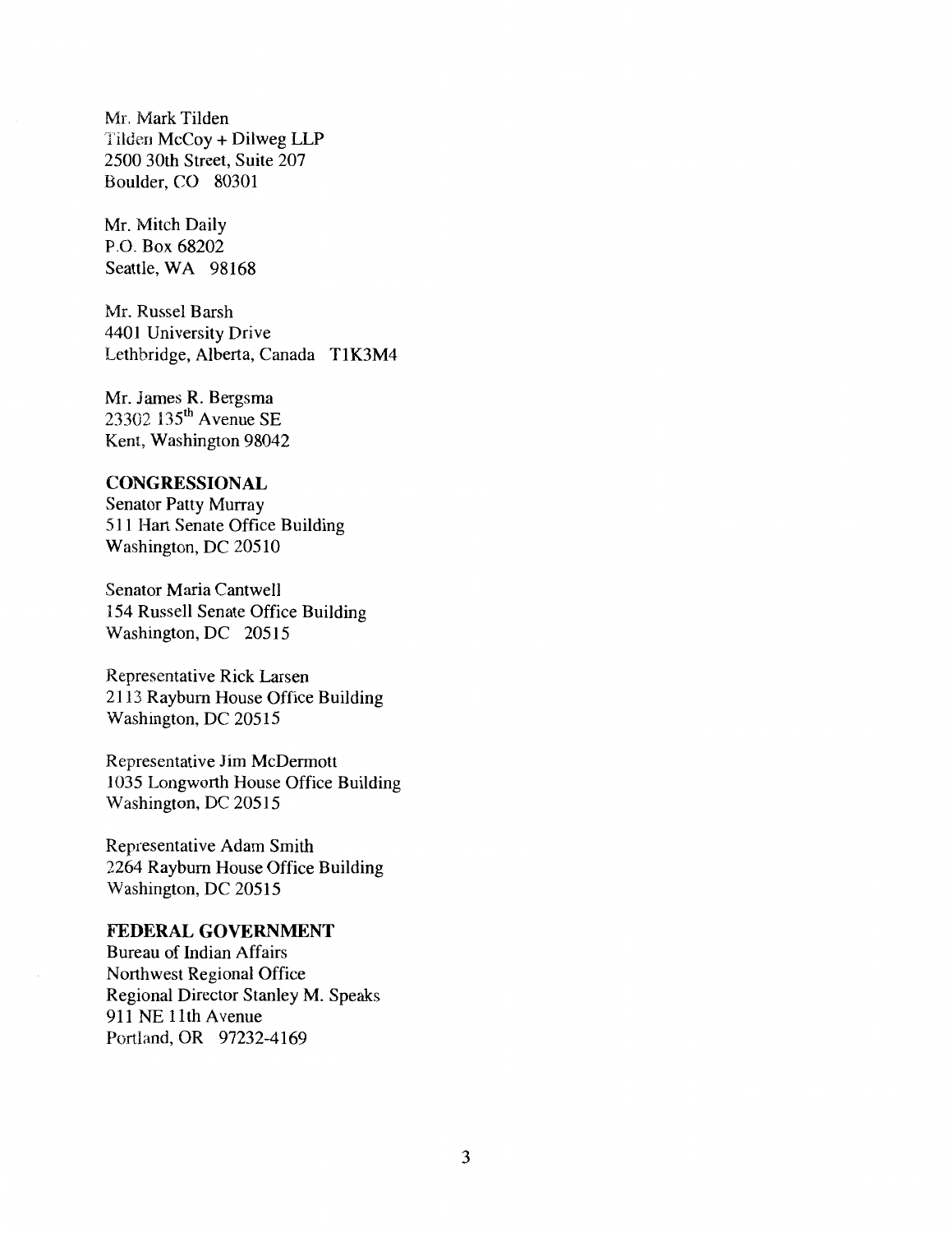Mr. Mark Tilden
Tilden McCoy + Dilweg LLP
2500 30th Street, Suite 207
Boulder, CO 80301

Mr. Mitch Daily
P.O. Box 68202
Seattle, WA 98168

Mr. Russel Barsh
4401 University Drive
Lethbridge, Alberta, Canada T1K3M4

Mr. James R. Bergsma
23302 135th Avenue SE
Kent, Washington 98042

**CONGRESSIONAL**

Senator Patty Murray
511 Hart Senate Office Building
Washington, DC 20510

Senator Maria Cantwell
154 Russell Senate Office Building
Washington, DC 20515

Representative Rick Larsen
2113 Rayburn House Office Building
Washington, DC 20515

Representative Jim McDermott
1035 Longworth House Office Building
Washington, DC 20515

Representative Adam Smith
2264 Rayburn House Office Building
Washington, DC 20515

**FEDERAL GOVERNMENT**

Bureau of Indian Affairs
Northwest Regional Office
Regional Director Stanley M. Speaks
911 NE 11th Avenue
Portland, OR 97232-4169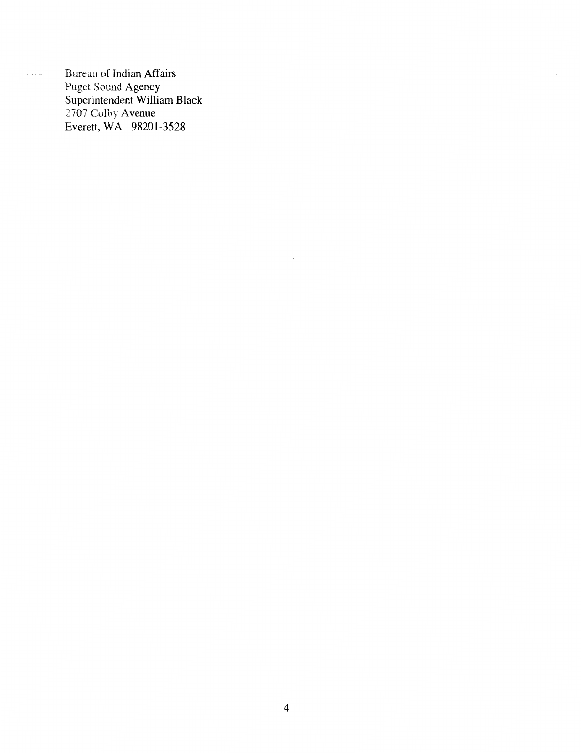Bureau of Indian Affairs
Puget Sound Agency
Superintendent William Black
2707 Colby Avenue
Everett, WA 98201-3528